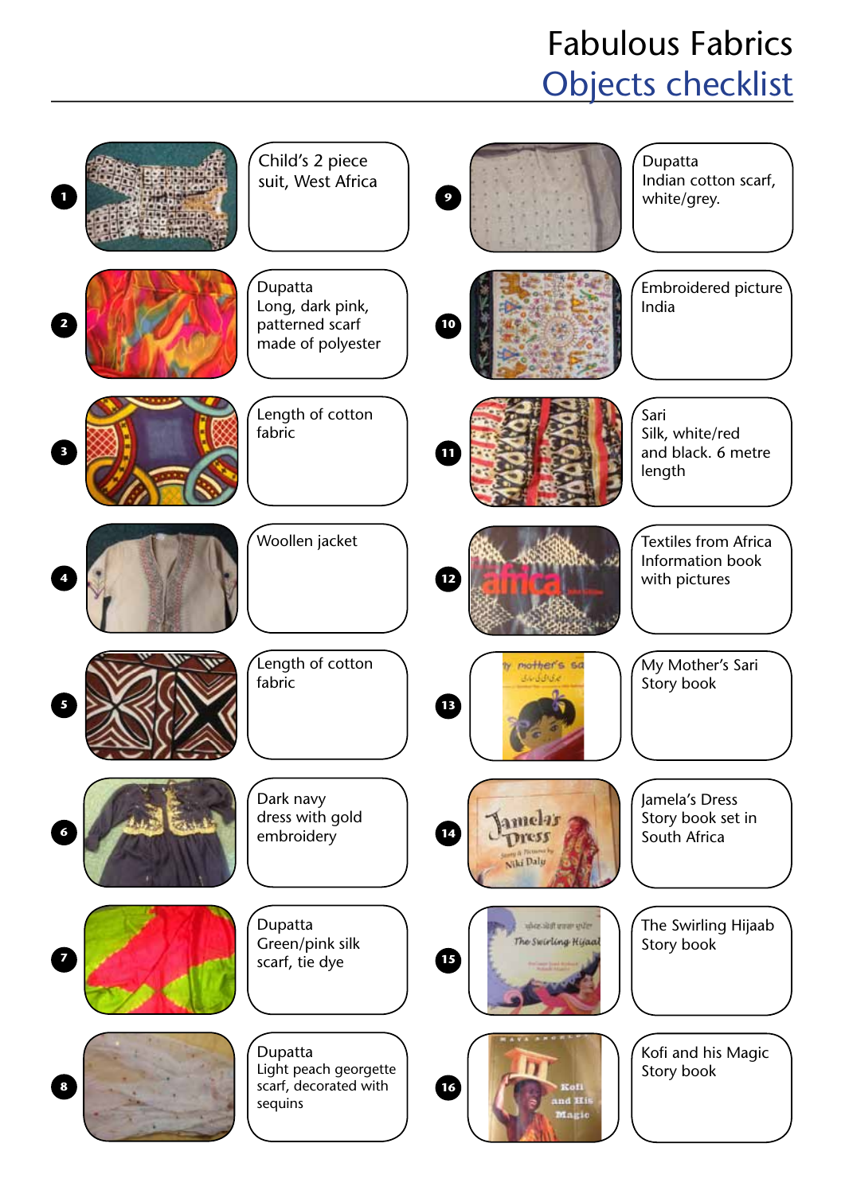# Fabulous Fabrics
## Objects checklist

1. Child's 2 piece suit, West Africa
2. Dupatta Long, dark pink, patterned scarf made of polyester
3. Length of cotton fabric
4. Woollen jacket
5. Length of cotton fabric
6. Dark navy dress with gold embroidery
7. Dupatta Green/pink silk scarf, tie dye
8. Dupatta Light peach georgette scarf, decorated with sequins
9. Dupatta Indian cotton scarf, white/grey.
10. Embroidered picture India
11. Sari Silk, white/red and black. 6 metre length
12. Textiles from Africa Information book with pictures
13. My Mother's Sari Story book
14. Jamela's Dress Story book set in South Africa
15. The Swirling Hijaab Story book
16. Kofi and his Magic Story book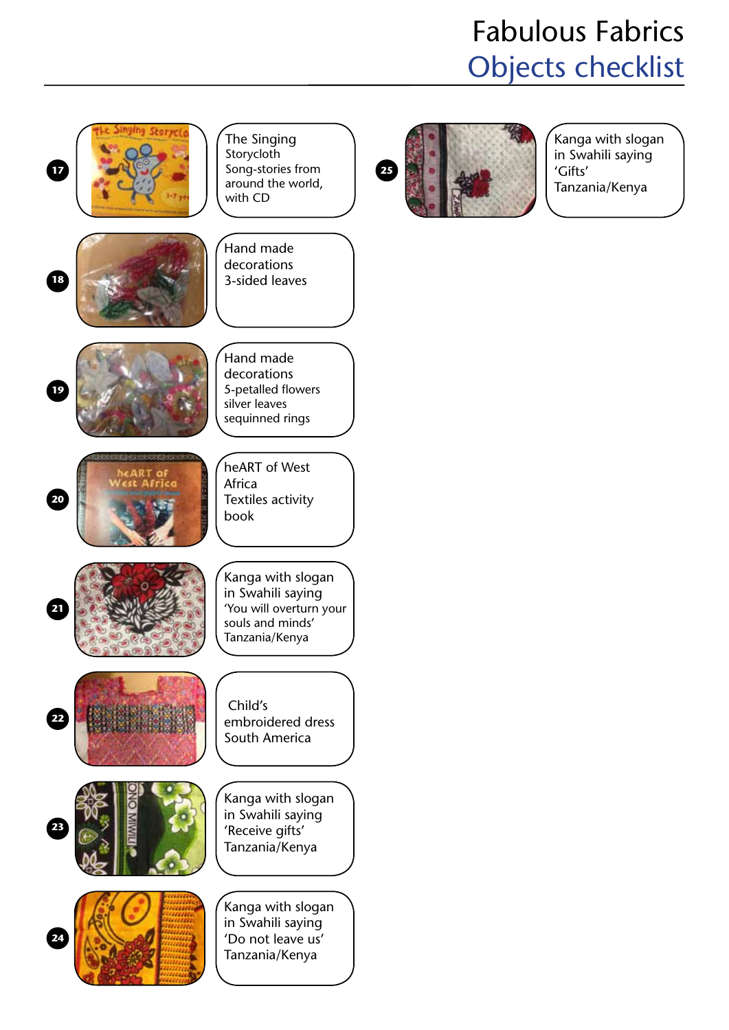# Fabulous Fabrics

## Objects checklist

**17** The Singing Storycloth
Song-stories from around the world, with CD

**18** Hand made decorations
3-sided leaves

**19** Hand made decorations
5-petalled flowers
silver leaves
sequinned rings

**20** heART of West Africa
Textiles activity book

**21** Kanga with slogan in Swahili saying
'You will overturn your souls and minds'
Tanzania/Kenya

**22** Child's embroidered dress
South America

**23** Kanga with slogan in Swahili saying
'Receive gifts'
Tanzania/Kenya

**24** Kanga with slogan in Swahili saying
'Do not leave us'
Tanzania/Kenya

**25** Kanga with slogan in Swahili saying
'Gifts'
Tanzania/Kenya